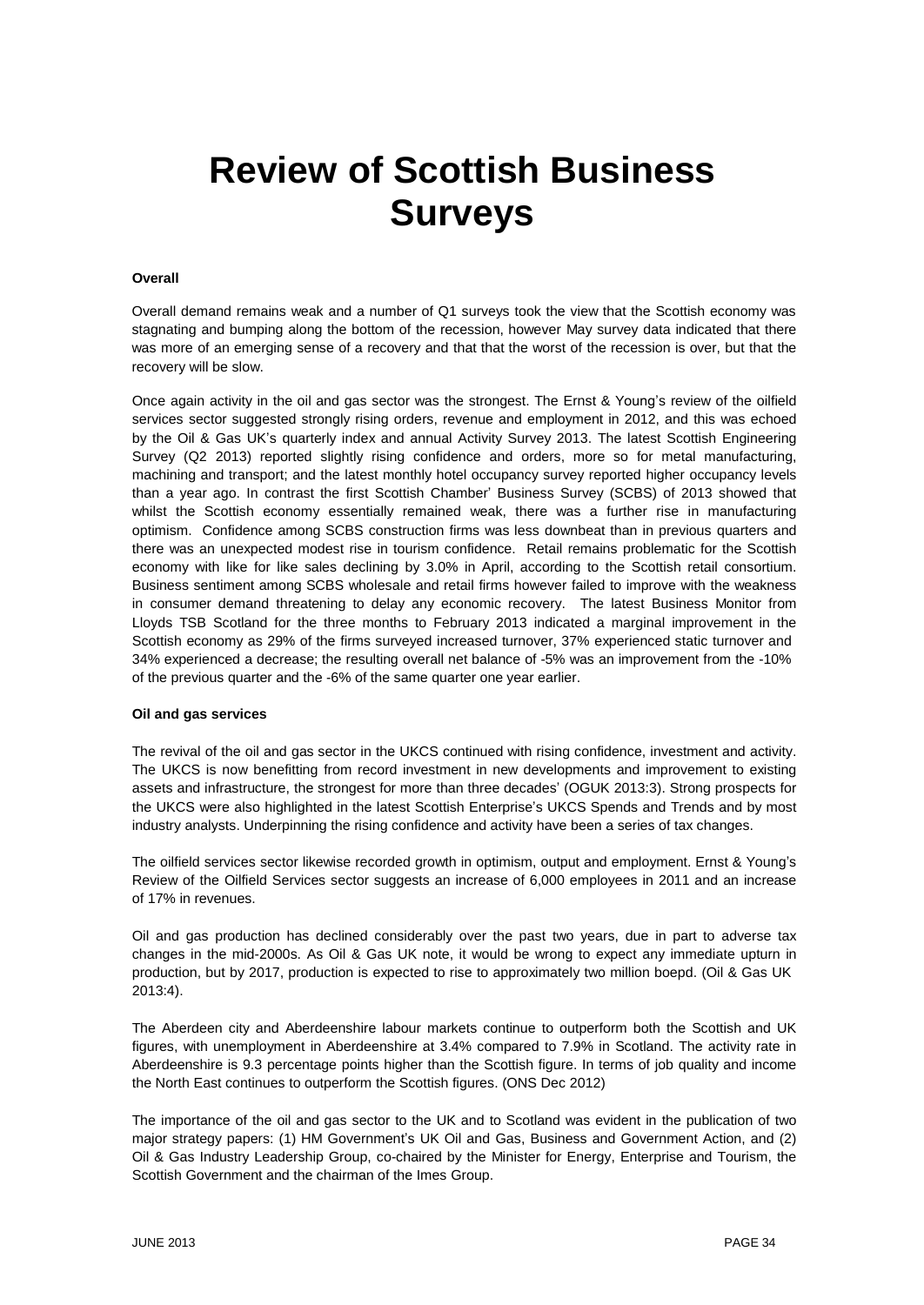# Review of Scottish Business Surveys

**Overall**

Overall demand remains weak and a number of Q1 surveys took the view that the Scottish economy was stagnating and bumping along the bottom of the recession, however May survey data indicated that there was more of an emerging sense of a recovery and that that the worst of the recession is over, but that the recovery will be slow.

Once again activity in the oil and gas sector was the strongest. The Ernst & Young's review of the oilfield services sector suggested strongly rising orders, revenue and employment in 2012, and this was echoed by the Oil & Gas UK's quarterly index and annual Activity Survey 2013. The latest Scottish Engineering Survey (Q2 2013) reported slightly rising confidence and orders, more so for metal manufacturing, machining and transport; and the latest monthly hotel occupancy survey reported higher occupancy levels than a year ago. In contrast the first Scottish Chamber' Business Survey (SCBS) of 2013 showed that whilst the Scottish economy essentially remained weak, there was a further rise in manufacturing optimism. Confidence among SCBS construction firms was less downbeat than in previous quarters and there was an unexpected modest rise in tourism confidence. Retail remains problematic for the Scottish economy with like for like sales declining by 3.0% in April, according to the Scottish retail consortium. Business sentiment among SCBS wholesale and retail firms however failed to improve with the weakness in consumer demand threatening to delay any economic recovery. The latest Business Monitor from Lloyds TSB Scotland for the three months to February 2013 indicated a marginal improvement in the Scottish economy as 29% of the firms surveyed increased turnover, 37% experienced static turnover and 34% experienced a decrease; the resulting overall net balance of -5% was an improvement from the -10% of the previous quarter and the -6% of the same quarter one year earlier.

**Oil and gas services**

The revival of the oil and gas sector in the UKCS continued with rising confidence, investment and activity. The UKCS is now benefitting from record investment in new developments and improvement to existing assets and infrastructure, the strongest for more than three decades' (OGUK 2013:3). Strong prospects for the UKCS were also highlighted in the latest Scottish Enterprise's UKCS Spends and Trends and by most industry analysts. Underpinning the rising confidence and activity have been a series of tax changes.

The oilfield services sector likewise recorded growth in optimism, output and employment. Ernst & Young's Review of the Oilfield Services sector suggests an increase of 6,000 employees in 2011 and an increase of 17% in revenues.

Oil and gas production has declined considerably over the past two years, due in part to adverse tax changes in the mid-2000s. As Oil & Gas UK note, it would be wrong to expect any immediate upturn in production, but by 2017, production is expected to rise to approximately two million boepd. (Oil & Gas UK 2013:4).

The Aberdeen city and Aberdeenshire labour markets continue to outperform both the Scottish and UK figures, with unemployment in Aberdeenshire at 3.4% compared to 7.9% in Scotland. The activity rate in Aberdeenshire is 9.3 percentage points higher than the Scottish figure. In terms of job quality and income the North East continues to outperform the Scottish figures. (ONS Dec 2012)

The importance of the oil and gas sector to the UK and to Scotland was evident in the publication of two major strategy papers: (1) HM Government's UK Oil and Gas, Business and Government Action, and (2) Oil & Gas Industry Leadership Group, co-chaired by the Minister for Energy, Enterprise and Tourism, the Scottish Government and the chairman of the Imes Group.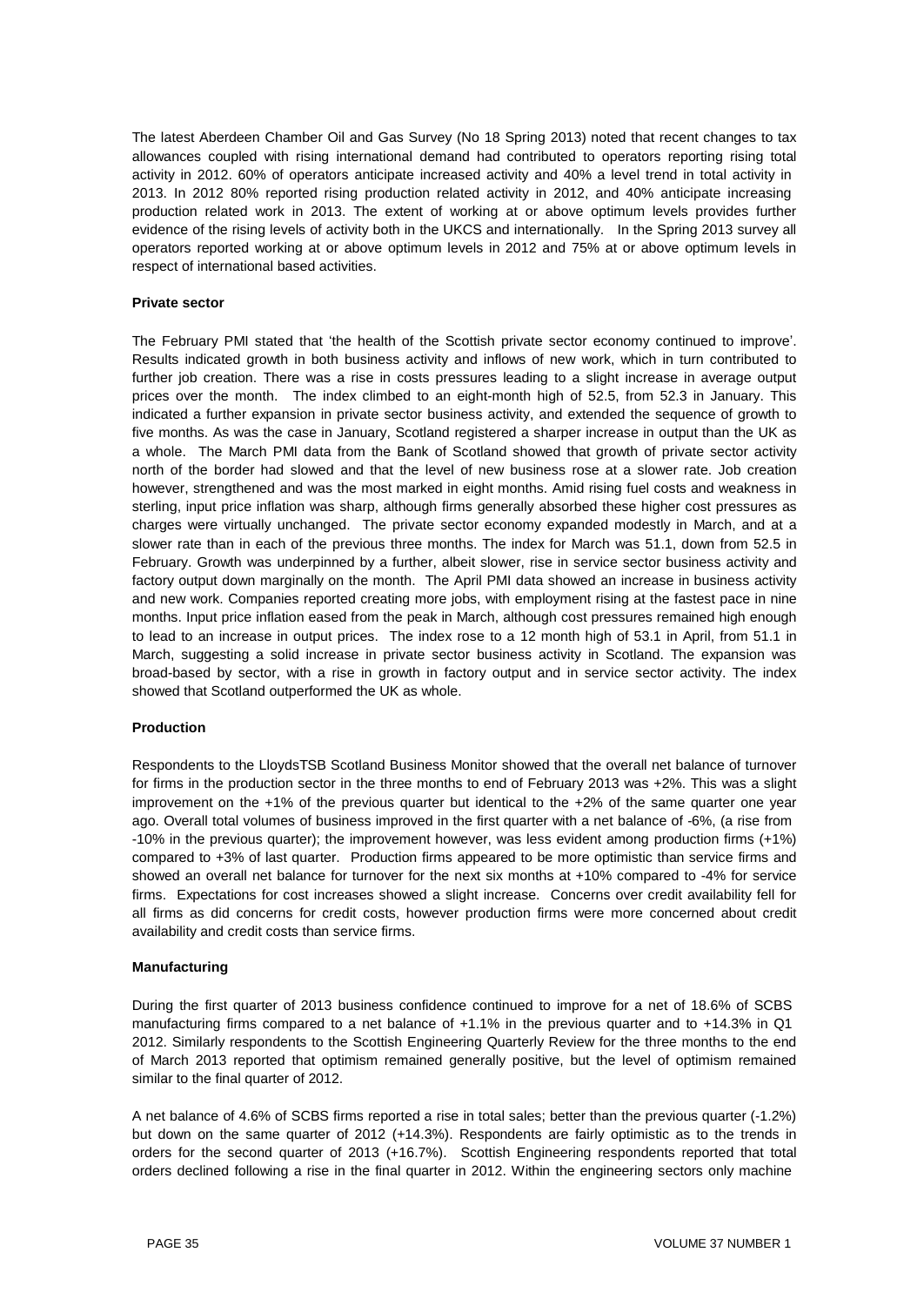The latest Aberdeen Chamber Oil and Gas Survey (No 18 Spring 2013) noted that recent changes to tax allowances coupled with rising international demand had contributed to operators reporting rising total activity in 2012. 60% of operators anticipate increased activity and 40% a level trend in total activity in 2013. In 2012 80% reported rising production related activity in 2012, and 40% anticipate increasing production related work in 2013. The extent of working at or above optimum levels provides further evidence of the rising levels of activity both in the UKCS and internationally. In the Spring 2013 survey all operators reported working at or above optimum levels in 2012 and 75% at or above optimum levels in respect of international based activities.

**Private sector**

The February PMI stated that 'the health of the Scottish private sector economy continued to improve'. Results indicated growth in both business activity and inflows of new work, which in turn contributed to further job creation. There was a rise in costs pressures leading to a slight increase in average output prices over the month. The index climbed to an eight-month high of 52.5, from 52.3 in January. This indicated a further expansion in private sector business activity, and extended the sequence of growth to five months. As was the case in January, Scotland registered a sharper increase in output than the UK as a whole. The March PMI data from the Bank of Scotland showed that growth of private sector activity north of the border had slowed and that the level of new business rose at a slower rate. Job creation however, strengthened and was the most marked in eight months. Amid rising fuel costs and weakness in sterling, input price inflation was sharp, although firms generally absorbed these higher cost pressures as charges were virtually unchanged. The private sector economy expanded modestly in March, and at a slower rate than in each of the previous three months. The index for March was 51.1, down from 52.5 in February. Growth was underpinned by a further, albeit slower, rise in service sector business activity and factory output down marginally on the month. The April PMI data showed an increase in business activity and new work. Companies reported creating more jobs, with employment rising at the fastest pace in nine months. Input price inflation eased from the peak in March, although cost pressures remained high enough to lead to an increase in output prices. The index rose to a 12 month high of 53.1 in April, from 51.1 in March, suggesting a solid increase in private sector business activity in Scotland. The expansion was broad-based by sector, with a rise in growth in factory output and in service sector activity. The index showed that Scotland outperformed the UK as whole.

**Production**

Respondents to the LloydsTSB Scotland Business Monitor showed that the overall net balance of turnover for firms in the production sector in the three months to end of February 2013 was +2%. This was a slight improvement on the +1% of the previous quarter but identical to the +2% of the same quarter one year ago. Overall total volumes of business improved in the first quarter with a net balance of -6%, (a rise from -10% in the previous quarter); the improvement however, was less evident among production firms (+1%) compared to +3% of last quarter. Production firms appeared to be more optimistic than service firms and showed an overall net balance for turnover for the next six months at +10% compared to -4% for service firms. Expectations for cost increases showed a slight increase. Concerns over credit availability fell for all firms as did concerns for credit costs, however production firms were more concerned about credit availability and credit costs than service firms.

**Manufacturing**

During the first quarter of 2013 business confidence continued to improve for a net of 18.6% of SCBS manufacturing firms compared to a net balance of +1.1% in the previous quarter and to +14.3% in Q1 2012. Similarly respondents to the Scottish Engineering Quarterly Review for the three months to the end of March 2013 reported that optimism remained generally positive, but the level of optimism remained similar to the final quarter of 2012.

A net balance of 4.6% of SCBS firms reported a rise in total sales; better than the previous quarter (-1.2%) but down on the same quarter of 2012 (+14.3%). Respondents are fairly optimistic as to the trends in orders for the second quarter of 2013 (+16.7%). Scottish Engineering respondents reported that total orders declined following a rise in the final quarter in 2012. Within the engineering sectors only machine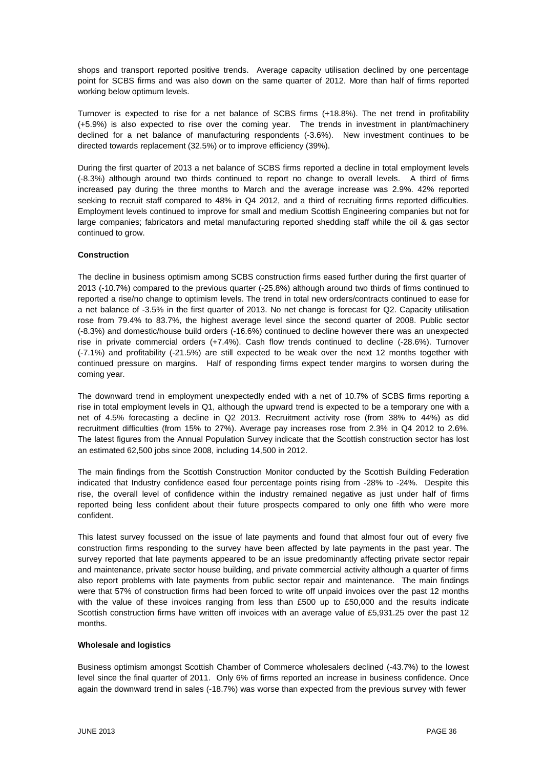shops and transport reported positive trends. Average capacity utilisation declined by one percentage point for SCBS firms and was also down on the same quarter of 2012. More than half of firms reported working below optimum levels.

Turnover is expected to rise for a net balance of SCBS firms (+18.8%). The net trend in profitability (+5.9%) is also expected to rise over the coming year. The trends in investment in plant/machinery declined for a net balance of manufacturing respondents (-3.6%). New investment continues to be directed towards replacement (32.5%) or to improve efficiency (39%).

During the first quarter of 2013 a net balance of SCBS firms reported a decline in total employment levels (-8.3%) although around two thirds continued to report no change to overall levels. A third of firms increased pay during the three months to March and the average increase was 2.9%. 42% reported seeking to recruit staff compared to 48% in Q4 2012, and a third of recruiting firms reported difficulties. Employment levels continued to improve for small and medium Scottish Engineering companies but not for large companies; fabricators and metal manufacturing reported shedding staff while the oil & gas sector continued to grow.

**Construction**

The decline in business optimism among SCBS construction firms eased further during the first quarter of 2013 (-10.7%) compared to the previous quarter (-25.8%) although around two thirds of firms continued to reported a rise/no change to optimism levels. The trend in total new orders/contracts continued to ease for a net balance of -3.5% in the first quarter of 2013. No net change is forecast for Q2. Capacity utilisation rose from 79.4% to 83.7%, the highest average level since the second quarter of 2008. Public sector (-8.3%) and domestic/house build orders (-16.6%) continued to decline however there was an unexpected rise in private commercial orders (+7.4%). Cash flow trends continued to decline (-28.6%). Turnover (-7.1%) and profitability (-21.5%) are still expected to be weak over the next 12 months together with continued pressure on margins. Half of responding firms expect tender margins to worsen during the coming year.

The downward trend in employment unexpectedly ended with a net of 10.7% of SCBS firms reporting a rise in total employment levels in Q1, although the upward trend is expected to be a temporary one with a net of 4.5% forecasting a decline in Q2 2013. Recruitment activity rose (from 38% to 44%) as did recruitment difficulties (from 15% to 27%). Average pay increases rose from 2.3% in Q4 2012 to 2.6%. The latest figures from the Annual Population Survey indicate that the Scottish construction sector has lost an estimated 62,500 jobs since 2008, including 14,500 in 2012.

The main findings from the Scottish Construction Monitor conducted by the Scottish Building Federation indicated that Industry confidence eased four percentage points rising from -28% to -24%. Despite this rise, the overall level of confidence within the industry remained negative as just under half of firms reported being less confident about their future prospects compared to only one fifth who were more confident.

This latest survey focussed on the issue of late payments and found that almost four out of every five construction firms responding to the survey have been affected by late payments in the past year. The survey reported that late payments appeared to be an issue predominantly affecting private sector repair and maintenance, private sector house building, and private commercial activity although a quarter of firms also report problems with late payments from public sector repair and maintenance. The main findings were that 57% of construction firms had been forced to write off unpaid invoices over the past 12 months with the value of these invoices ranging from less than £500 up to £50,000 and the results indicate Scottish construction firms have written off invoices with an average value of £5,931.25 over the past 12 months.

**Wholesale and logistics**

Business optimism amongst Scottish Chamber of Commerce wholesalers declined (-43.7%) to the lowest level since the final quarter of 2011. Only 6% of firms reported an increase in business confidence. Once again the downward trend in sales (-18.7%) was worse than expected from the previous survey with fewer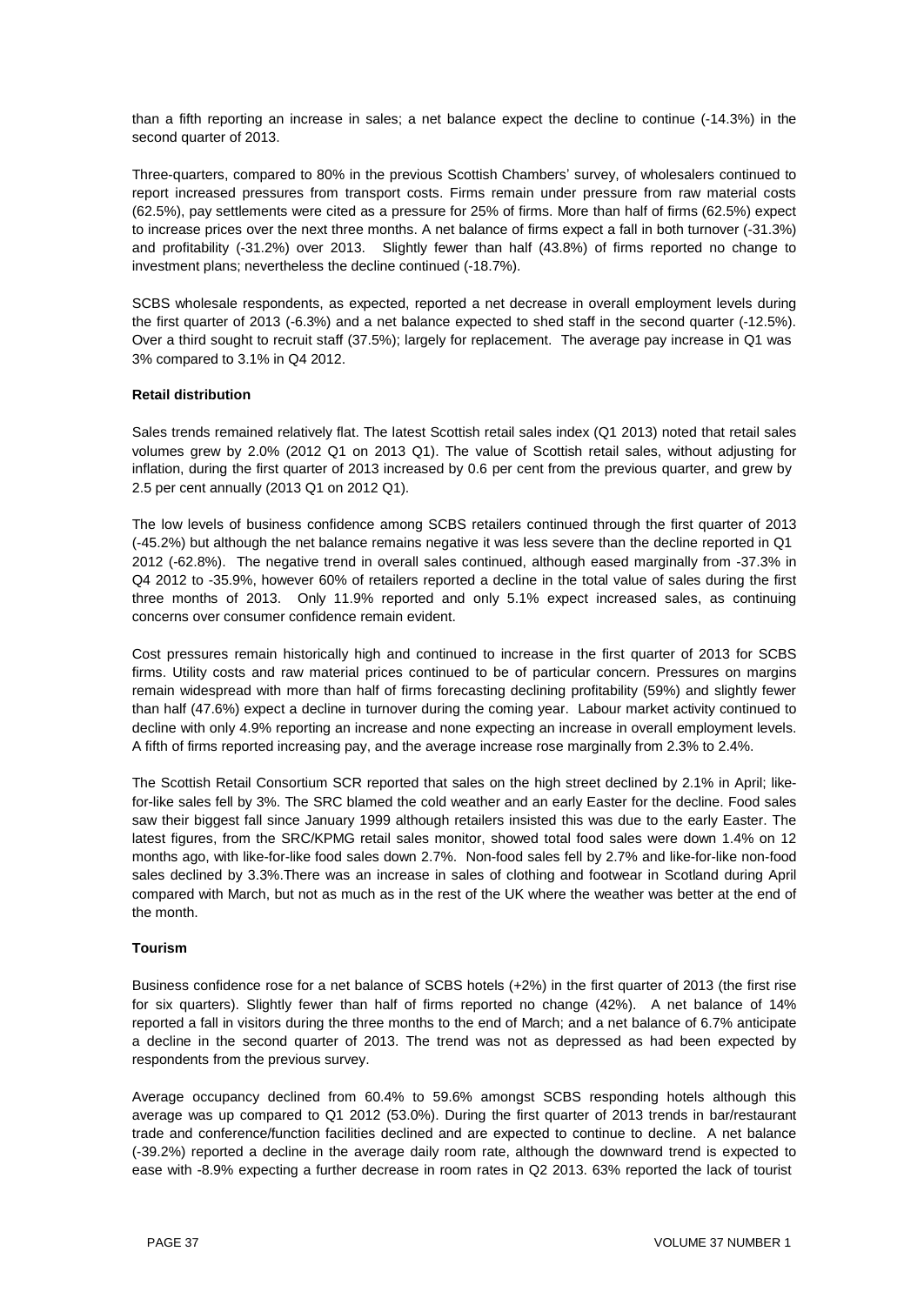than a fifth reporting an increase in sales; a net balance expect the decline to continue (-14.3%) in the second quarter of 2013.

Three-quarters, compared to 80% in the previous Scottish Chambers' survey, of wholesalers continued to report increased pressures from transport costs. Firms remain under pressure from raw material costs (62.5%), pay settlements were cited as a pressure for 25% of firms. More than half of firms (62.5%) expect to increase prices over the next three months. A net balance of firms expect a fall in both turnover (-31.3%) and profitability (-31.2%) over 2013. Slightly fewer than half (43.8%) of firms reported no change to investment plans; nevertheless the decline continued (-18.7%).

SCBS wholesale respondents, as expected, reported a net decrease in overall employment levels during the first quarter of 2013 (-6.3%) and a net balance expected to shed staff in the second quarter (-12.5%). Over a third sought to recruit staff (37.5%); largely for replacement. The average pay increase in Q1 was 3% compared to 3.1% in Q4 2012.

**Retail distribution**

Sales trends remained relatively flat. The latest Scottish retail sales index (Q1 2013) noted that retail sales volumes grew by 2.0% (2012 Q1 on 2013 Q1). The value of Scottish retail sales, without adjusting for inflation, during the first quarter of 2013 increased by 0.6 per cent from the previous quarter, and grew by 2.5 per cent annually (2013 Q1 on 2012 Q1).

The low levels of business confidence among SCBS retailers continued through the first quarter of 2013 (-45.2%) but although the net balance remains negative it was less severe than the decline reported in Q1 2012 (-62.8%). The negative trend in overall sales continued, although eased marginally from -37.3% in Q4 2012 to -35.9%, however 60% of retailers reported a decline in the total value of sales during the first three months of 2013. Only 11.9% reported and only 5.1% expect increased sales, as continuing concerns over consumer confidence remain evident.

Cost pressures remain historically high and continued to increase in the first quarter of 2013 for SCBS firms. Utility costs and raw material prices continued to be of particular concern. Pressures on margins remain widespread with more than half of firms forecasting declining profitability (59%) and slightly fewer than half (47.6%) expect a decline in turnover during the coming year. Labour market activity continued to decline with only 4.9% reporting an increase and none expecting an increase in overall employment levels. A fifth of firms reported increasing pay, and the average increase rose marginally from 2.3% to 2.4%.

The Scottish Retail Consortium SCR reported that sales on the high street declined by 2.1% in April; like-for-like sales fell by 3%. The SRC blamed the cold weather and an early Easter for the decline. Food sales saw their biggest fall since January 1999 although retailers insisted this was due to the early Easter. The latest figures, from the SRC/KPMG retail sales monitor, showed total food sales were down 1.4% on 12 months ago, with like-for-like food sales down 2.7%. Non-food sales fell by 2.7% and like-for-like non-food sales declined by 3.3%.There was an increase in sales of clothing and footwear in Scotland during April compared with March, but not as much as in the rest of the UK where the weather was better at the end of the month.

**Tourism**

Business confidence rose for a net balance of SCBS hotels (+2%) in the first quarter of 2013 (the first rise for six quarters). Slightly fewer than half of firms reported no change (42%). A net balance of 14% reported a fall in visitors during the three months to the end of March; and a net balance of 6.7% anticipate a decline in the second quarter of 2013. The trend was not as depressed as had been expected by respondents from the previous survey.

Average occupancy declined from 60.4% to 59.6% amongst SCBS responding hotels although this average was up compared to Q1 2012 (53.0%). During the first quarter of 2013 trends in bar/restaurant trade and conference/function facilities declined and are expected to continue to decline. A net balance (-39.2%) reported a decline in the average daily room rate, although the downward trend is expected to ease with -8.9% expecting a further decrease in room rates in Q2 2013. 63% reported the lack of tourist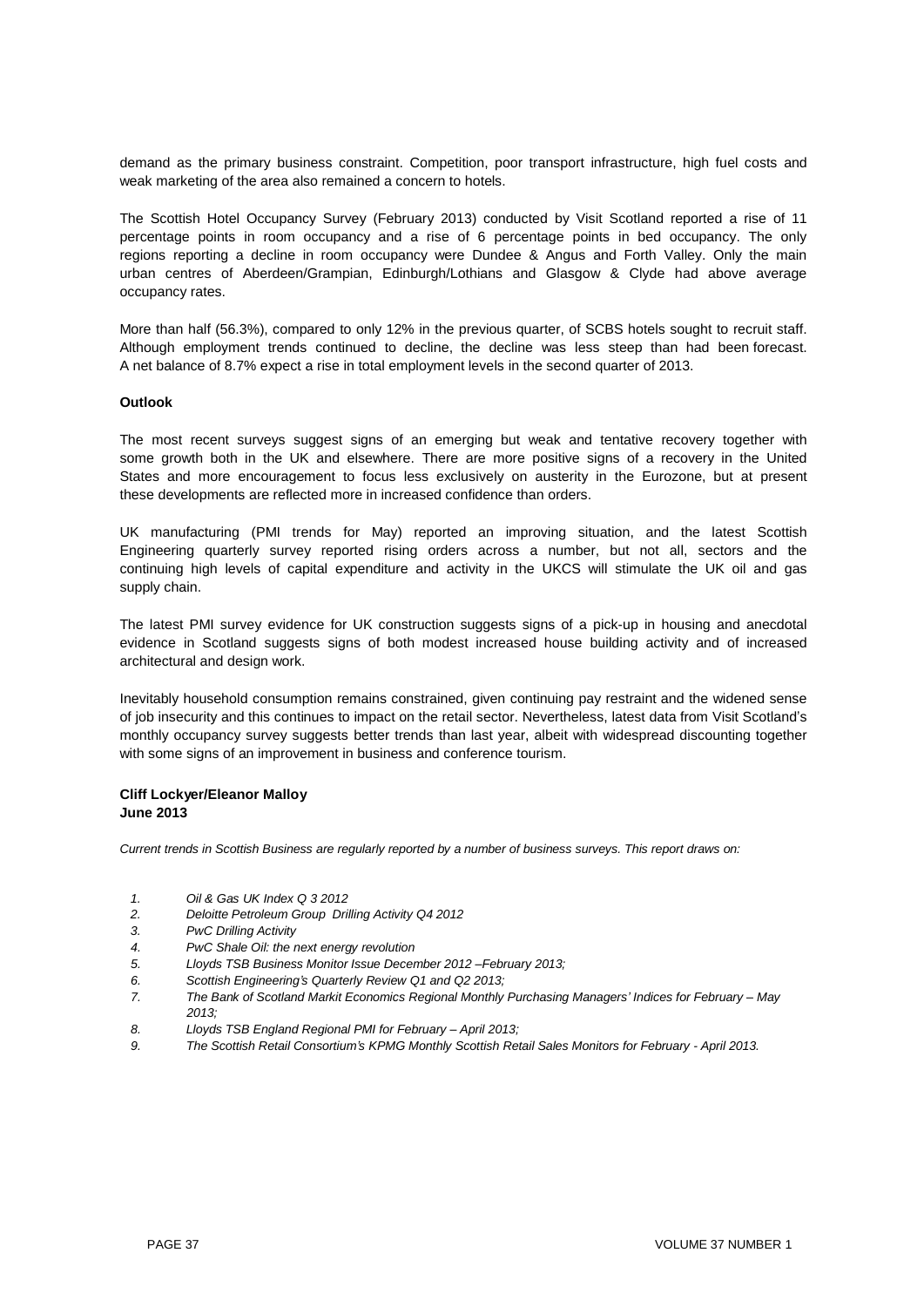demand as the primary business constraint. Competition, poor transport infrastructure, high fuel costs and weak marketing of the area also remained a concern to hotels.

The Scottish Hotel Occupancy Survey (February 2013) conducted by Visit Scotland reported a rise of 11 percentage points in room occupancy and a rise of 6 percentage points in bed occupancy. The only regions reporting a decline in room occupancy were Dundee & Angus and Forth Valley. Only the main urban centres of Aberdeen/Grampian, Edinburgh/Lothians and Glasgow & Clyde had above average occupancy rates.

More than half (56.3%), compared to only 12% in the previous quarter, of SCBS hotels sought to recruit staff. Although employment trends continued to decline, the decline was less steep than had been forecast. A net balance of 8.7% expect a rise in total employment levels in the second quarter of 2013.

**Outlook**

The most recent surveys suggest signs of an emerging but weak and tentative recovery together with some growth both in the UK and elsewhere. There are more positive signs of a recovery in the United States and more encouragement to focus less exclusively on austerity in the Eurozone, but at present these developments are reflected more in increased confidence than orders.

UK manufacturing (PMI trends for May) reported an improving situation, and the latest Scottish Engineering quarterly survey reported rising orders across a number, but not all, sectors and the continuing high levels of capital expenditure and activity in the UKCS will stimulate the UK oil and gas supply chain.

The latest PMI survey evidence for UK construction suggests signs of a pick-up in housing and anecdotal evidence in Scotland suggests signs of both modest increased house building activity and of increased architectural and design work.

Inevitably household consumption remains constrained, given continuing pay restraint and the widened sense of job insecurity and this continues to impact on the retail sector. Nevertheless, latest data from Visit Scotland's monthly occupancy survey suggests better trends than last year, albeit with widespread discounting together with some signs of an improvement in business and conference tourism.

**Cliff Lockyer/Eleanor Malloy**
**June 2013**

*Current trends in Scottish Business are regularly reported by a number of business surveys. This report draws on:*

1. *Oil & Gas UK Index Q 3 2012*
2. *Deloitte Petroleum Group Drilling Activity Q4 2012*
3. *PwC Drilling Activity*
4. *PwC Shale Oil: the next energy revolution*
5. *Lloyds TSB Business Monitor Issue December 2012 –February 2013;*
6. *Scottish Engineering's Quarterly Review Q1 and Q2 2013;*
7. *The Bank of Scotland Markit Economics Regional Monthly Purchasing Managers' Indices for February – May 2013;*
8. *Lloyds TSB England Regional PMI for February – April 2013;*
9. *The Scottish Retail Consortium's KPMG Monthly Scottish Retail Sales Monitors for February - April 2013.*